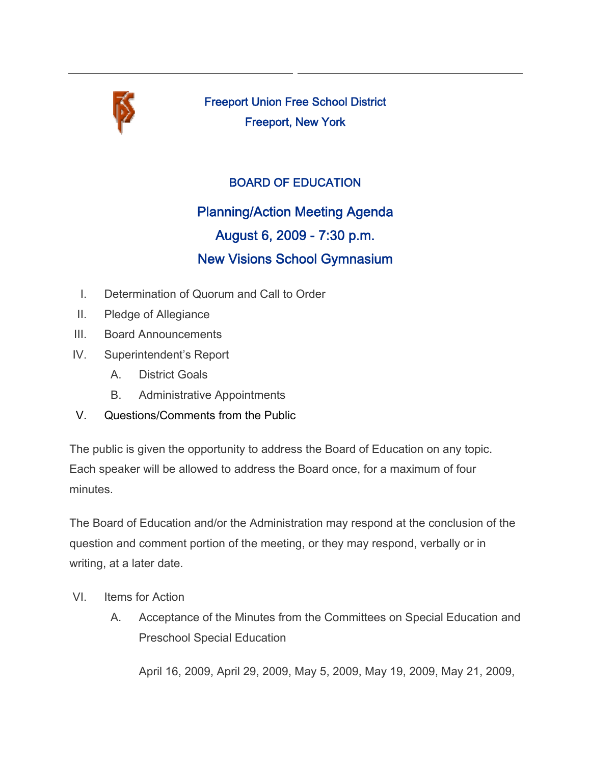Freeport Union Free School District

Freeport, New York

## BOARD OF EDUCATION

## Planning/Action Meeting Agenda

## August 6, 2009 - 7:30 p.m.

## New Visions School Gymnasium

I. Determination of Quorum and Call to Order

II. Pledge of Allegiance

III. Board Announcements

IV. Superintendent's Report

  A. District Goals

  B. Administrative Appointments

V. Questions/Comments from the Public

The public is given the opportunity to address the Board of Education on any topic. Each speaker will be allowed to address the Board once, for a maximum of four minutes.

The Board of Education and/or the Administration may respond at the conclusion of the question and comment portion of the meeting, or they may respond, verbally or in writing, at a later date.

VI. Items for Action

  A. Acceptance of the Minutes from the Committees on Special Education and Preschool Special Education

  April 16, 2009, April 29, 2009, May 5, 2009, May 19, 2009, May 21, 2009,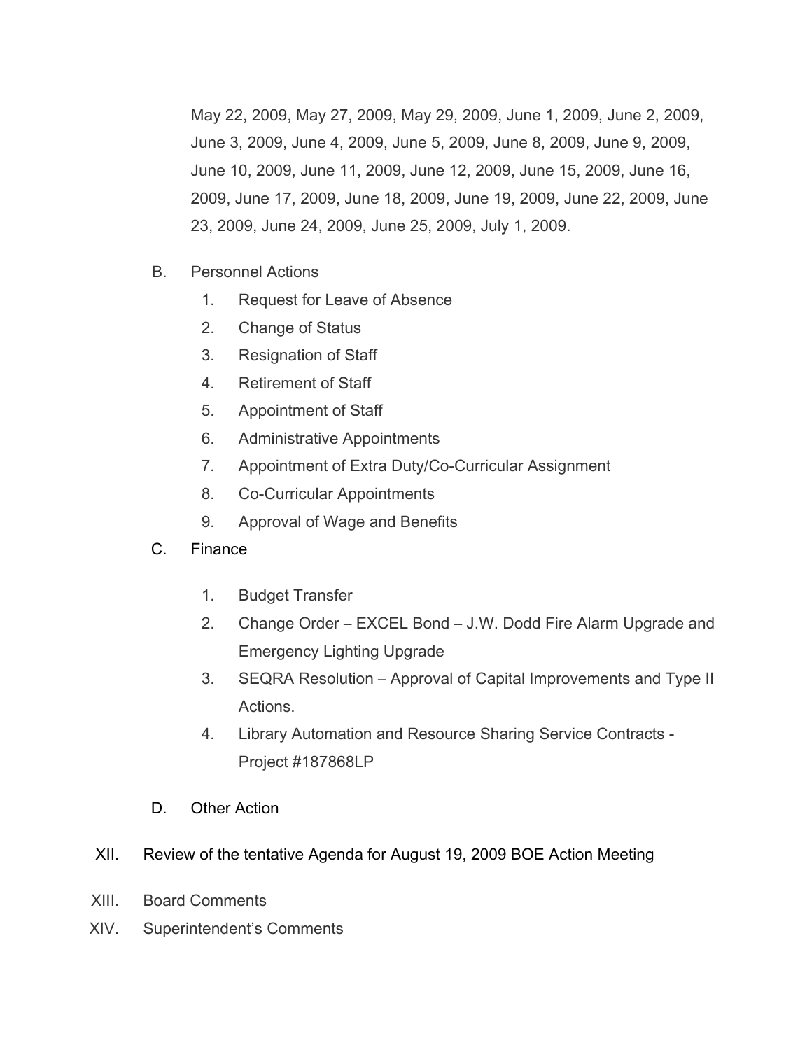May 22, 2009, May 27, 2009, May 29, 2009, June 1, 2009, June 2, 2009, June 3, 2009, June 4, 2009, June 5, 2009, June 8, 2009, June 9, 2009, June 10, 2009, June 11, 2009, June 12, 2009, June 15, 2009, June 16, 2009, June 17, 2009, June 18, 2009, June 19, 2009, June 22, 2009, June 23, 2009, June 24, 2009, June 25, 2009, July 1, 2009.

B. Personnel Actions
   1. Request for Leave of Absence
   2. Change of Status
   3. Resignation of Staff
   4. Retirement of Staff
   5. Appointment of Staff
   6. Administrative Appointments
   7. Appointment of Extra Duty/Co-Curricular Assignment
   8. Co-Curricular Appointments
   9. Approval of Wage and Benefits

C. Finance
   1. Budget Transfer
   2. Change Order – EXCEL Bond – J.W. Dodd Fire Alarm Upgrade and Emergency Lighting Upgrade
   3. SEQRA Resolution – Approval of Capital Improvements and Type II Actions.
   4. Library Automation and Resource Sharing Service Contracts - Project #187868LP

D. Other Action

XII. Review of the tentative Agenda for August 19, 2009 BOE Action Meeting

XIII. Board Comments

XIV. Superintendent's Comments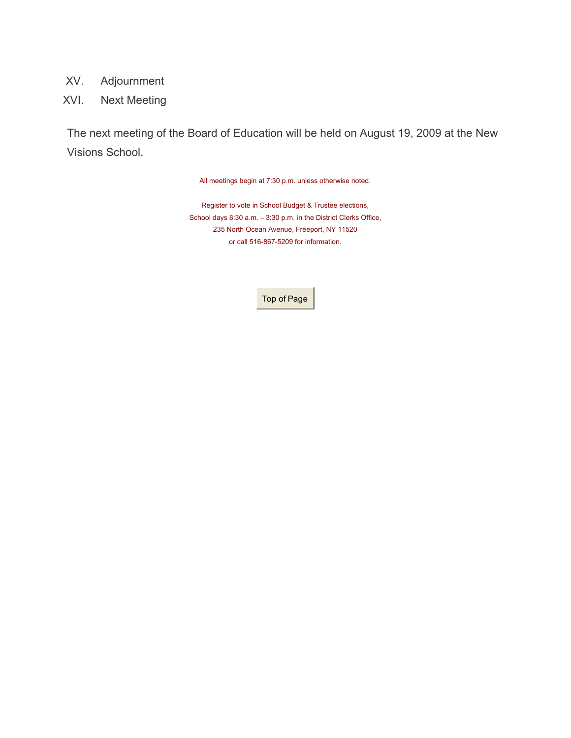XV. Adjournment

XVI. Next Meeting

The next meeting of the Board of Education will be held on August 19, 2009 at the New Visions School.

All meetings begin at 7:30 p.m. unless otherwise noted.

Register to vote in School Budget & Trustee elections,
School days 8:30 a.m. – 3:30 p.m. in the District Clerks Office,
235 North Ocean Avenue, Freeport, NY 11520
or call 516-867-5209 for information.

Top of Page